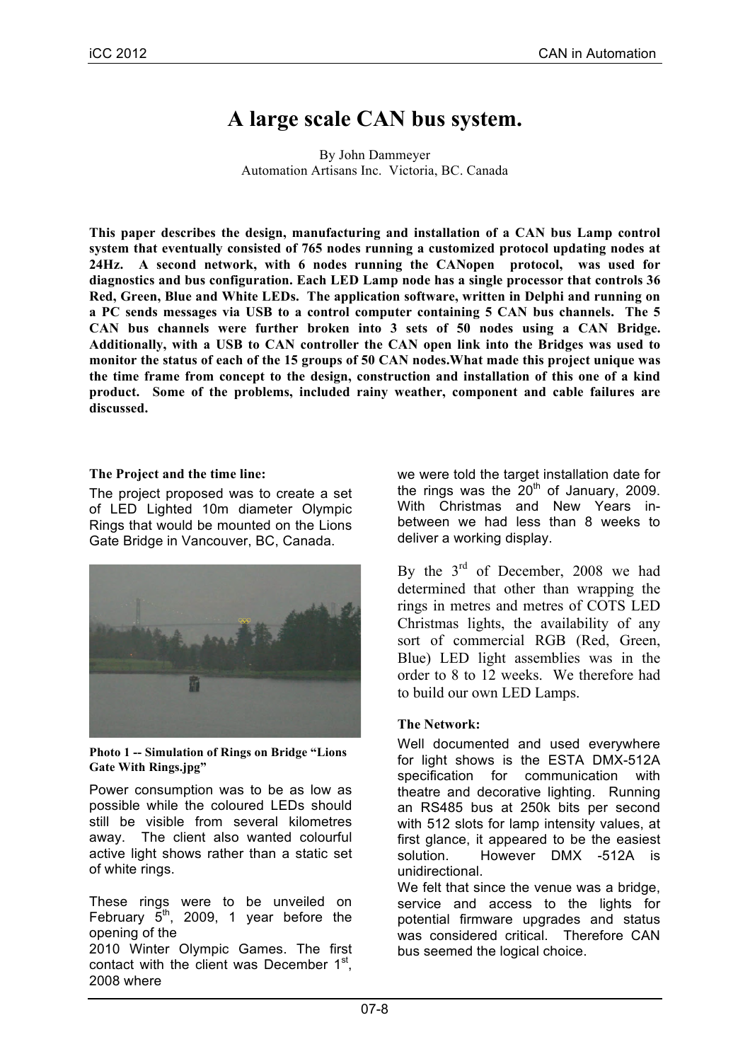# A large scale CAN bus system.

By John Dammeyer
Automation Artisans Inc. Victoria, BC. Canada

**This paper describes the design, manufacturing and installation of a CAN bus Lamp control system that eventually consisted of 765 nodes running a customized protocol updating nodes at 24Hz. A second network, with 6 nodes running the CANopen protocol, was used for diagnostics and bus configuration. Each LED Lamp node has a single processor that controls 36 Red, Green, Blue and White LEDs. The application software, written in Delphi and running on a PC sends messages via USB to a control computer containing 5 CAN bus channels. The 5 CAN bus channels were further broken into 3 sets of 50 nodes using a CAN Bridge. Additionally, with a USB to CAN controller the CAN open link into the Bridges was used to monitor the status of each of the 15 groups of 50 CAN nodes.What made this project unique was the time frame from concept to the design, construction and installation of this one of a kind product. Some of the problems, included rainy weather, component and cable failures are discussed.**

### The Project and the time line:

The project proposed was to create a set of LED Lighted 10m diameter Olympic Rings that would be mounted on the Lions Gate Bridge in Vancouver, BC, Canada.

**Photo 1 -- Simulation of Rings on Bridge "Lions Gate With Rings.jpg"**

Power consumption was to be as low as possible while the coloured LEDs should still be visible from several kilometres away. The client also wanted colourful active light shows rather than a static set of white rings.

These rings were to be unveiled on February 5th, 2009, 1 year before the opening of the 2010 Winter Olympic Games. The first contact with the client was December 1st, 2008 where we were told the target installation date for the rings was the 20th of January, 2009. With Christmas and New Years in-between we had less than 8 weeks to deliver a working display.

By the 3rd of December, 2008 we had determined that other than wrapping the rings in metres and metres of COTS LED Christmas lights, the availability of any sort of commercial RGB (Red, Green, Blue) LED light assemblies was in the order to 8 to 12 weeks. We therefore had to build our own LED Lamps.

### The Network:

Well documented and used everywhere for light shows is the ESTA DMX-512A specification for communication with theatre and decorative lighting. Running an RS485 bus at 250k bits per second with 512 slots for lamp intensity values, at first glance, it appeared to be the easiest solution. However DMX -512A is unidirectional.

We felt that since the venue was a bridge, service and access to the lights for potential firmware upgrades and status was considered critical. Therefore CAN bus seemed the logical choice.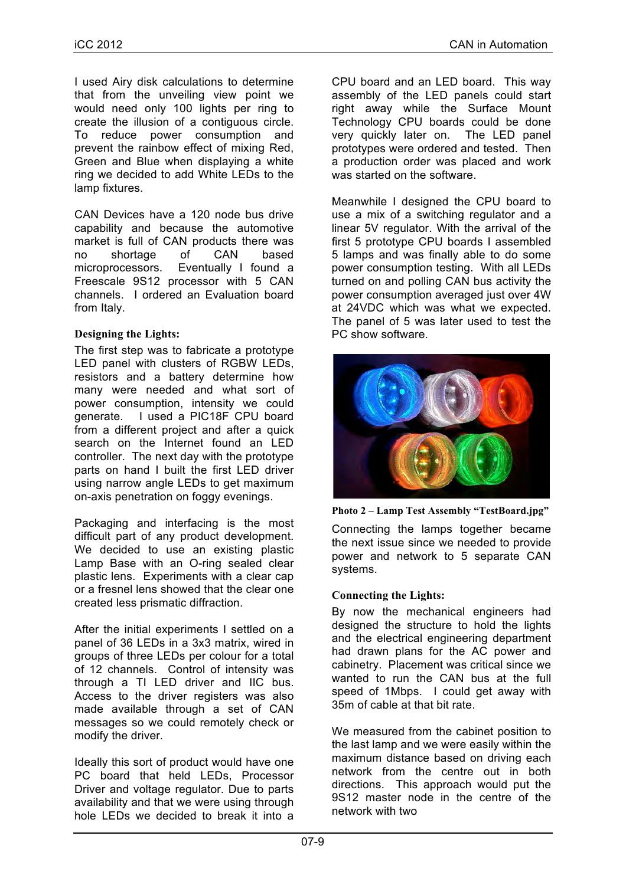I used Airy disk calculations to determine that from the unveiling view point we would need only 100 lights per ring to create the illusion of a contiguous circle. To reduce power consumption and prevent the rainbow effect of mixing Red, Green and Blue when displaying a white ring we decided to add White LEDs to the lamp fixtures.

CAN Devices have a 120 node bus drive capability and because the automotive market is full of CAN products there was no shortage of CAN based microprocessors. Eventually I found a Freescale 9S12 processor with 5 CAN channels. I ordered an Evaluation board from Italy.

### Designing the Lights:

The first step was to fabricate a prototype LED panel with clusters of RGBW LEDs, resistors and a battery determine how many were needed and what sort of power consumption, intensity we could generate. I used a PIC18F CPU board from a different project and after a quick search on the Internet found an LED controller. The next day with the prototype parts on hand I built the first LED driver using narrow angle LEDs to get maximum on-axis penetration on foggy evenings.

Packaging and interfacing is the most difficult part of any product development. We decided to use an existing plastic Lamp Base with an O-ring sealed clear plastic lens. Experiments with a clear cap or a fresnel lens showed that the clear one created less prismatic diffraction.

After the initial experiments I settled on a panel of 36 LEDs in a 3x3 matrix, wired in groups of three LEDs per colour for a total of 12 channels. Control of intensity was through a TI LED driver and IIC bus. Access to the driver registers was also made available through a set of CAN messages so we could remotely check or modify the driver.

Ideally this sort of product would have one PC board that held LEDs, Processor Driver and voltage regulator. Due to parts availability and that we were using through hole LEDs we decided to break it into a CPU board and an LED board. This way assembly of the LED panels could start right away while the Surface Mount Technology CPU boards could be done very quickly later on. The LED panel prototypes were ordered and tested. Then a production order was placed and work was started on the software.

Meanwhile I designed the CPU board to use a mix of a switching regulator and a linear 5V regulator. With the arrival of the first 5 prototype CPU boards I assembled 5 lamps and was finally able to do some power consumption testing. With all LEDs turned on and polling CAN bus activity the power consumption averaged just over 4W at 24VDC which was what we expected. The panel of 5 was later used to test the PC show software.

**Photo 2 – Lamp Test Assembly "TestBoard.jpg"**

Connecting the lamps together became the next issue since we needed to provide power and network to 5 separate CAN systems.

### Connecting the Lights:

By now the mechanical engineers had designed the structure to hold the lights and the electrical engineering department had drawn plans for the AC power and cabinetry. Placement was critical since we wanted to run the CAN bus at the full speed of 1Mbps. I could get away with 35m of cable at that bit rate.

We measured from the cabinet position to the last lamp and we were easily within the maximum distance based on driving each network from the centre out in both directions. This approach would put the 9S12 master node in the centre of the network with two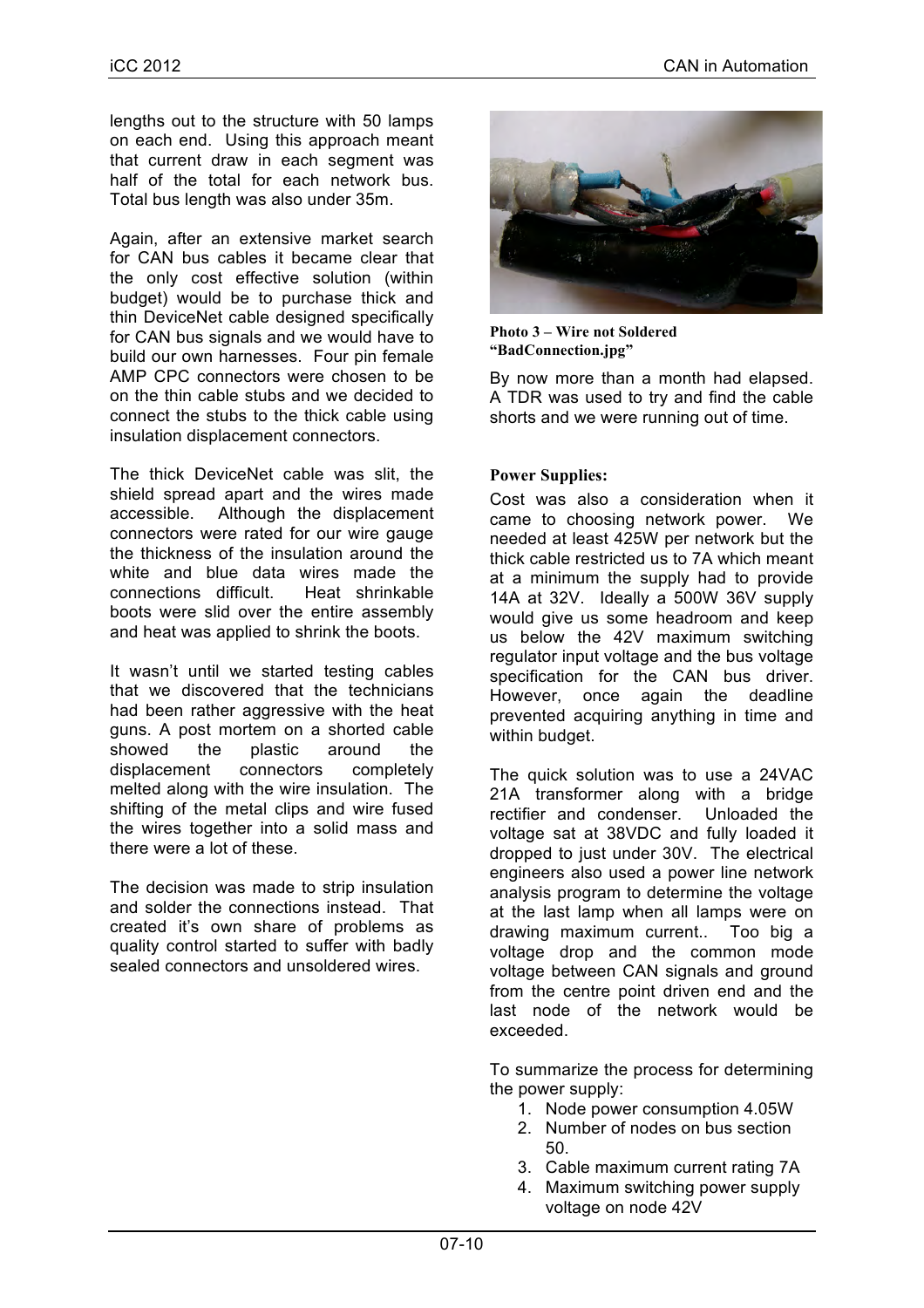lengths out to the structure with 50 lamps on each end. Using this approach meant that current draw in each segment was half of the total for each network bus. Total bus length was also under 35m.

Again, after an extensive market search for CAN bus cables it became clear that the only cost effective solution (within budget) would be to purchase thick and thin DeviceNet cable designed specifically for CAN bus signals and we would have to build our own harnesses. Four pin female AMP CPC connectors were chosen to be on the thin cable stubs and we decided to connect the stubs to the thick cable using insulation displacement connectors.

The thick DeviceNet cable was slit, the shield spread apart and the wires made accessible. Although the displacement connectors were rated for our wire gauge the thickness of the insulation around the white and blue data wires made the connections difficult. Heat shrinkable boots were slid over the entire assembly and heat was applied to shrink the boots.

It wasn't until we started testing cables that we discovered that the technicians had been rather aggressive with the heat guns. A post mortem on a shorted cable showed the plastic around the displacement connectors completely melted along with the wire insulation. The shifting of the metal clips and wire fused the wires together into a solid mass and there were a lot of these.

The decision was made to strip insulation and solder the connections instead. That created it's own share of problems as quality control started to suffer with badly sealed connectors and unsoldered wires.

**Photo 3 – Wire not Soldered "BadConnection.jpg"**

By now more than a month had elapsed. A TDR was used to try and find the cable shorts and we were running out of time.

**Power Supplies:**

Cost was also a consideration when it came to choosing network power. We needed at least 425W per network but the thick cable restricted us to 7A which meant at a minimum the supply had to provide 14A at 32V. Ideally a 500W 36V supply would give us some headroom and keep us below the 42V maximum switching regulator input voltage and the bus voltage specification for the CAN bus driver. However, once again the deadline prevented acquiring anything in time and within budget.

The quick solution was to use a 24VAC 21A transformer along with a bridge rectifier and condenser. Unloaded the voltage sat at 38VDC and fully loaded it dropped to just under 30V. The electrical engineers also used a power line network analysis program to determine the voltage at the last lamp when all lamps were on drawing maximum current.. Too big a voltage drop and the common mode voltage between CAN signals and ground from the centre point driven end and the last node of the network would be exceeded.

To summarize the process for determining the power supply:

1. Node power consumption 4.05W
2. Number of nodes on bus section 50.
3. Cable maximum current rating 7A
4. Maximum switching power supply voltage on node 42V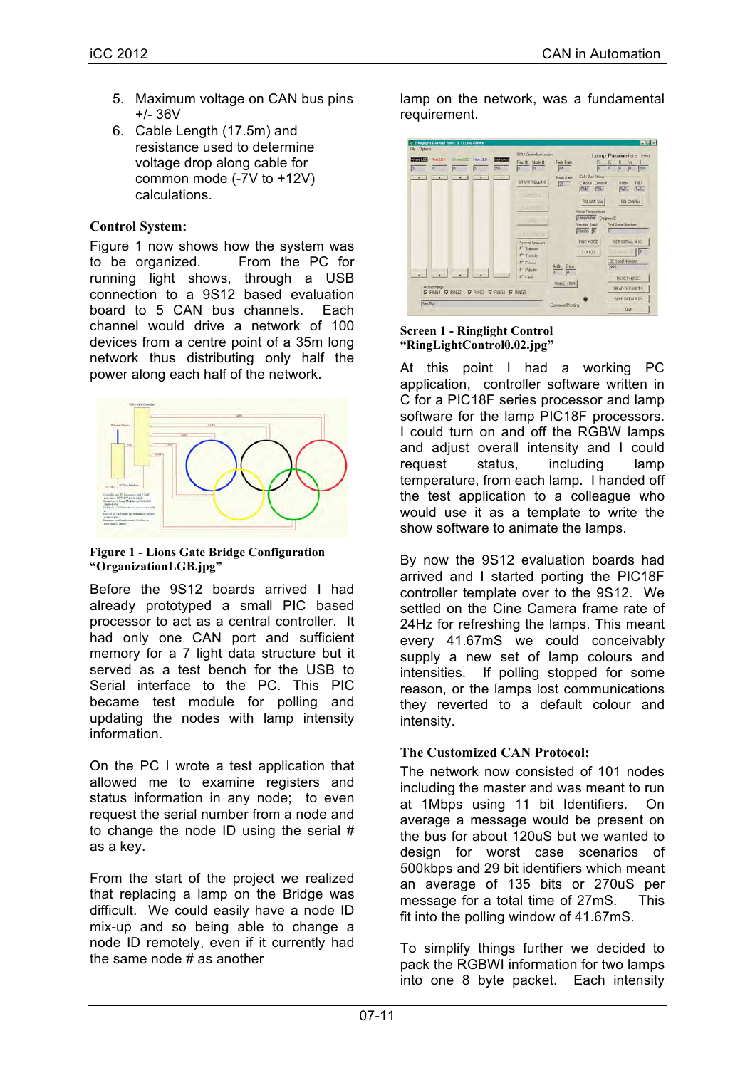5. Maximum voltage on CAN bus pins +/- 36V
6. Cable Length (17.5m) and resistance used to determine voltage drop along cable for common mode (-7V to +12V) calculations.

**Control System:**

Figure 1 now shows how the system was to be organized. From the PC for running light shows, through a USB connection to a 9S12 based evaluation board to 5 CAN bus channels. Each channel would drive a network of 100 devices from a centre point of a 35m long network thus distributing only half the power along each half of the network.

**Figure 1 - Lions Gate Bridge Configuration "OrganizationLGB.jpg"**

Before the 9S12 boards arrived I had already prototyped a small PIC based processor to act as a central controller. It had only one CAN port and sufficient memory for a 7 light data structure but it served as a test bench for the USB to Serial interface to the PC. This PIC became test module for polling and updating the nodes with lamp intensity information.

On the PC I wrote a test application that allowed me to examine registers and status information in any node; to even request the serial number from a node and to change the node ID using the serial # as a key.

From the start of the project we realized that replacing a lamp on the Bridge was difficult. We could easily have a node ID mix-up and so being able to change a node ID remotely, even if it currently had the same node # as another lamp on the network, was a fundamental requirement.

**Screen 1 - Ringlight Control "RingLightControl0.02.jpg"**

At this point I had a working PC application, controller software written in C for a PIC18F series processor and lamp software for the lamp PIC18F processors. I could turn on and off the RGBW lamps and adjust overall intensity and I could request status, including lamp temperature, from each lamp. I handed off the test application to a colleague who would use it as a template to write the show software to animate the lamps.

By now the 9S12 evaluation boards had arrived and I started porting the PIC18F controller template over to the 9S12. We settled on the Cine Camera frame rate of 24Hz for refreshing the lamps. This meant every 41.67mS we could conceivably supply a new set of lamp colours and intensities. If polling stopped for some reason, or the lamps lost communications they reverted to a default colour and intensity.

**The Customized CAN Protocol:**

The network now consisted of 101 nodes including the master and was meant to run at 1Mbps using 11 bit Identifiers. On average a message would be present on the bus for about 120uS but we wanted to design for worst case scenarios of 500kbps and 29 bit identifiers which meant an average of 135 bits or 270uS per message for a total time of 27mS. This fit into the polling window of 41.67mS.

To simplify things further we decided to pack the RGBWI information for two lamps into one 8 byte packet. Each intensity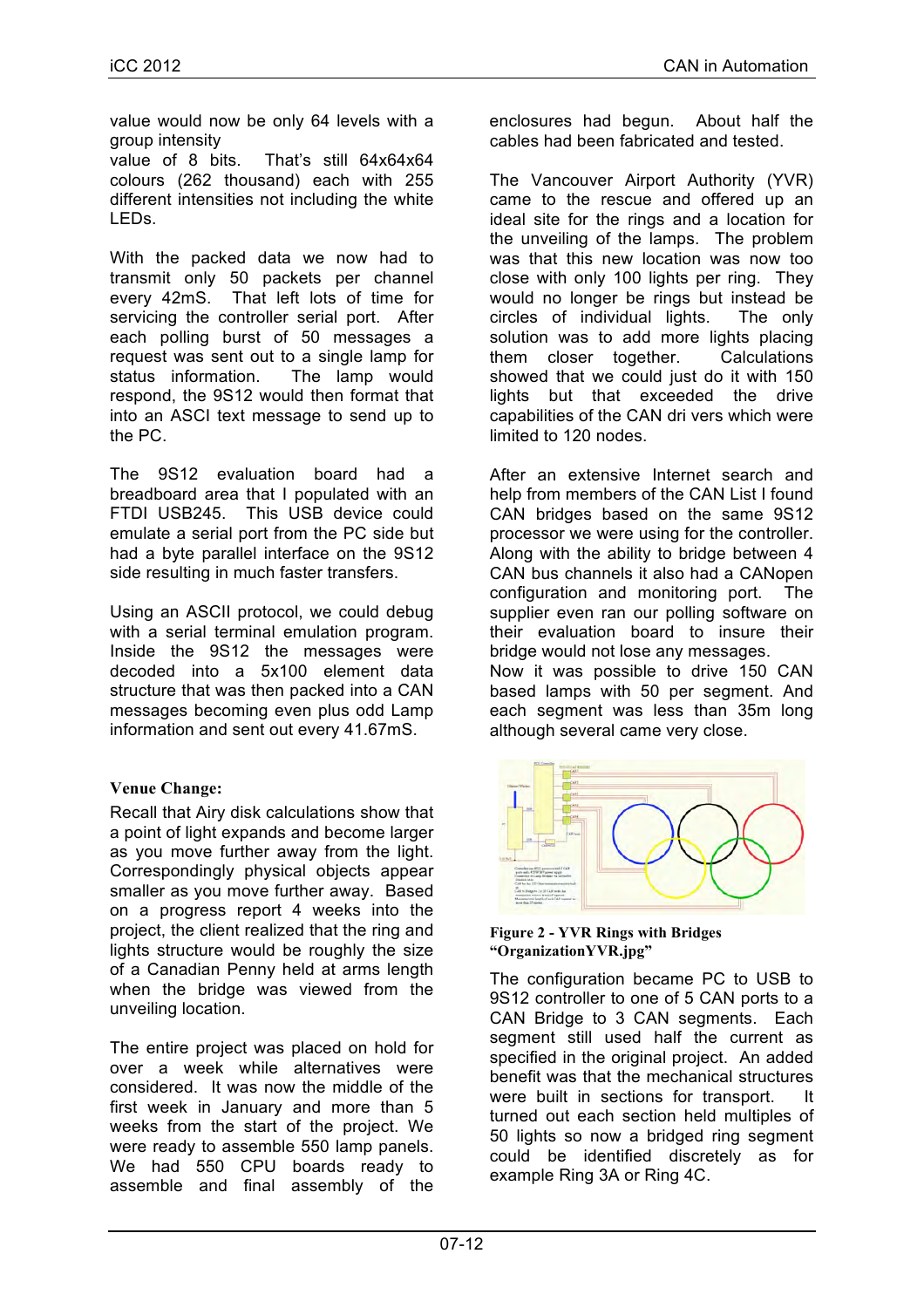value would now be only 64 levels with a group intensity
value of 8 bits. That's still 64x64x64 colours (262 thousand) each with 255 different intensities not including the white LEDs.

With the packed data we now had to transmit only 50 packets per channel every 42mS. That left lots of time for servicing the controller serial port. After each polling burst of 50 messages a request was sent out to a single lamp for status information. The lamp would respond, the 9S12 would then format that into an ASCI text message to send up to the PC.

The 9S12 evaluation board had a breadboard area that I populated with an FTDI USB245. This USB device could emulate a serial port from the PC side but had a byte parallel interface on the 9S12 side resulting in much faster transfers.

Using an ASCII protocol, we could debug with a serial terminal emulation program. Inside the 9S12 the messages were decoded into a 5x100 element data structure that was then packed into a CAN messages becoming even plus odd Lamp information and sent out every 41.67mS.

**Venue Change:**

Recall that Airy disk calculations show that a point of light expands and become larger as you move further away from the light. Correspondingly physical objects appear smaller as you move further away. Based on a progress report 4 weeks into the project, the client realized that the ring and lights structure would be roughly the size of a Canadian Penny held at arms length when the bridge was viewed from the unveiling location.

The entire project was placed on hold for over a week while alternatives were considered. It was now the middle of the first week in January and more than 5 weeks from the start of the project. We were ready to assemble 550 lamp panels. We had 550 CPU boards ready to assemble and final assembly of the enclosures had begun. About half the cables had been fabricated and tested.

The Vancouver Airport Authority (YVR) came to the rescue and offered up an ideal site for the rings and a location for the unveiling of the lamps. The problem was that this new location was now too close with only 100 lights per ring. They would no longer be rings but instead be circles of individual lights. The only solution was to add more lights placing them closer together. Calculations showed that we could just do it with 150 lights but that exceeded the drive capabilities of the CAN dri vers which were limited to 120 nodes.

After an extensive Internet search and help from members of the CAN List I found CAN bridges based on the same 9S12 processor we were using for the controller. Along with the ability to bridge between 4 CAN bus channels it also had a CANopen configuration and monitoring port. The supplier even ran our polling software on their evaluation board to insure their bridge would not lose any messages.
Now it was possible to drive 150 CAN based lamps with 50 per segment. And each segment was less than 35m long although several came very close.

**Figure 2 - YVR Rings with Bridges "OrganizationYVR.jpg"**

The configuration became PC to USB to 9S12 controller to one of 5 CAN ports to a CAN Bridge to 3 CAN segments. Each segment still used half the current as specified in the original project. An added benefit was that the mechanical structures were built in sections for transport. It turned out each section held multiples of 50 lights so now a bridged ring segment could be identified discretely as for example Ring 3A or Ring 4C.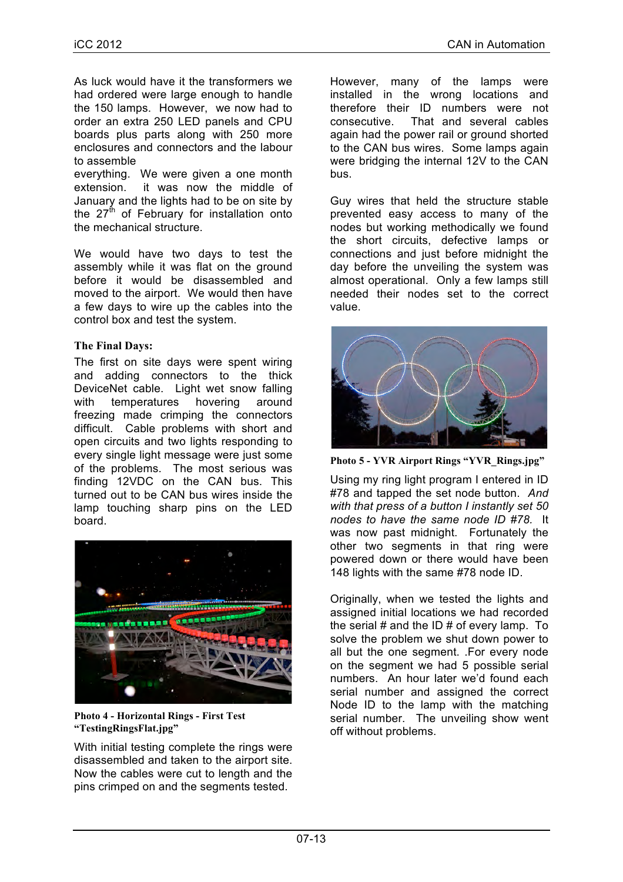As luck would have it the transformers we had ordered were large enough to handle the 150 lamps. However, we now had to order an extra 250 LED panels and CPU boards plus parts along with 250 more enclosures and connectors and the labour to assemble everything. We were given a one month extension. it was now the middle of January and the lights had to be on site by the 27th of February for installation onto the mechanical structure.

We would have two days to test the assembly while it was flat on the ground before it would be disassembled and moved to the airport. We would then have a few days to wire up the cables into the control box and test the system.

**The Final Days:**

The first on site days were spent wiring and adding connectors to the thick DeviceNet cable. Light wet snow falling with temperatures hovering around freezing made crimping the connectors difficult. Cable problems with short and open circuits and two lights responding to every single light message were just some of the problems. The most serious was finding 12VDC on the CAN bus. This turned out to be CAN bus wires inside the lamp touching sharp pins on the LED board.

**Photo 4 - Horizontal Rings - First Test "TestingRingsFlat.jpg"**

With initial testing complete the rings were disassembled and taken to the airport site. Now the cables were cut to length and the pins crimped on and the segments tested.

However, many of the lamps were installed in the wrong locations and therefore their ID numbers were not consecutive. That and several cables again had the power rail or ground shorted to the CAN bus wires. Some lamps again were bridging the internal 12V to the CAN bus.

Guy wires that held the structure stable prevented easy access to many of the nodes but working methodically we found the short circuits, defective lamps or connections and just before midnight the day before the unveiling the system was almost operational. Only a few lamps still needed their nodes set to the correct value.

**Photo 5 - YVR Airport Rings "YVR_Rings.jpg"**

Using my ring light program I entered in ID #78 and tapped the set node button. *And with that press of a button I instantly set 50 nodes to have the same node ID #78.* It was now past midnight. Fortunately the other two segments in that ring were powered down or there would have been 148 lights with the same #78 node ID.

Originally, when we tested the lights and assigned initial locations we had recorded the serial # and the ID # of every lamp. To solve the problem we shut down power to all but the one segment. .For every node on the segment we had 5 possible serial numbers. An hour later we'd found each serial number and assigned the correct Node ID to the lamp with the matching serial number. The unveiling show went off without problems.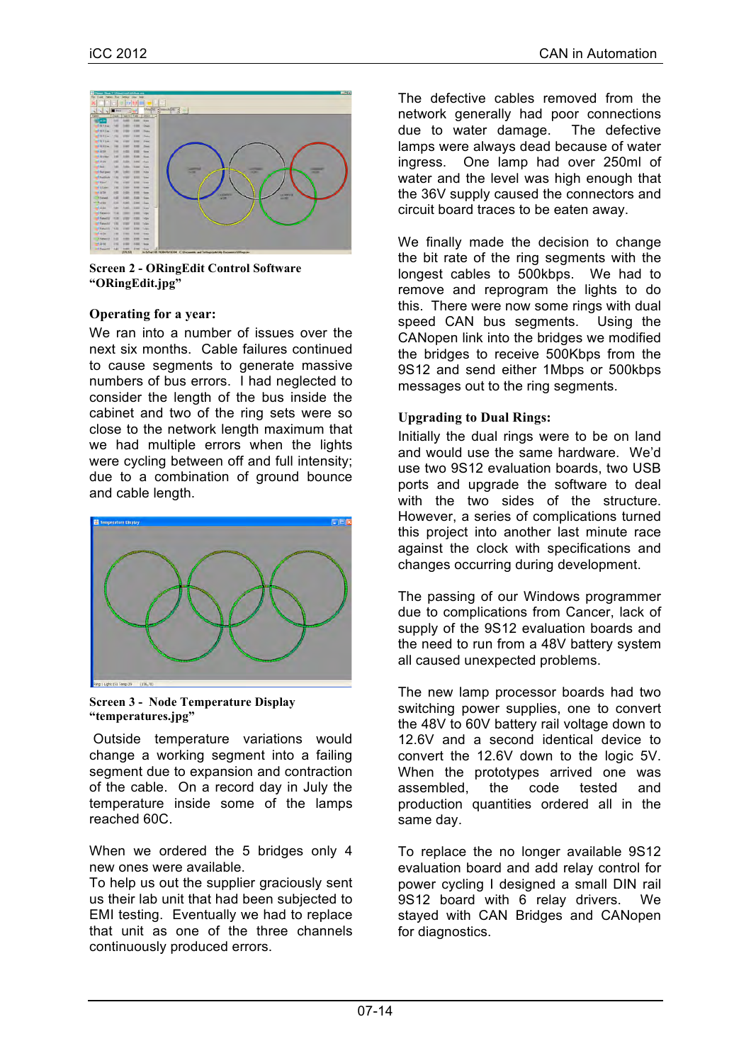**Screen 2 - ORingEdit Control Software "ORingEdit.jpg"**

### Operating for a year:

We ran into a number of issues over the next six months. Cable failures continued to cause segments to generate massive numbers of bus errors. I had neglected to consider the length of the bus inside the cabinet and two of the ring sets were so close to the network length maximum that we had multiple errors when the lights were cycling between off and full intensity; due to a combination of ground bounce and cable length.

**Screen 3 - Node Temperature Display "temperatures.jpg"**

Outside temperature variations would change a working segment into a failing segment due to expansion and contraction of the cable. On a record day in July the temperature inside some of the lamps reached 60C.

When we ordered the 5 bridges only 4 new ones were available.
To help us out the supplier graciously sent us their lab unit that had been subjected to EMI testing. Eventually we had to replace that unit as one of the three channels continuously produced errors.

The defective cables removed from the network generally had poor connections due to water damage. The defective lamps were always dead because of water ingress. One lamp had over 250ml of water and the level was high enough that the 36V supply caused the connectors and circuit board traces to be eaten away.

We finally made the decision to change the bit rate of the ring segments with the longest cables to 500kbps. We had to remove and reprogram the lights to do this. There were now some rings with dual speed CAN bus segments. Using the CANopen link into the bridges we modified the bridges to receive 500Kbps from the 9S12 and send either 1Mbps or 500kbps messages out to the ring segments.

### Upgrading to Dual Rings:

Initially the dual rings were to be on land and would use the same hardware. We'd use two 9S12 evaluation boards, two USB ports and upgrade the software to deal with the two sides of the structure. However, a series of complications turned this project into another last minute race against the clock with specifications and changes occurring during development.

The passing of our Windows programmer due to complications from Cancer, lack of supply of the 9S12 evaluation boards and the need to run from a 48V battery system all caused unexpected problems.

The new lamp processor boards had two switching power supplies, one to convert the 48V to 60V battery rail voltage down to 12.6V and a second identical device to convert the 12.6V down to the logic 5V. When the prototypes arrived one was assembled, the code tested and production quantities ordered all in the same day.

To replace the no longer available 9S12 evaluation board and add relay control for power cycling I designed a small DIN rail 9S12 board with 6 relay drivers. We stayed with CAN Bridges and CANopen for diagnostics.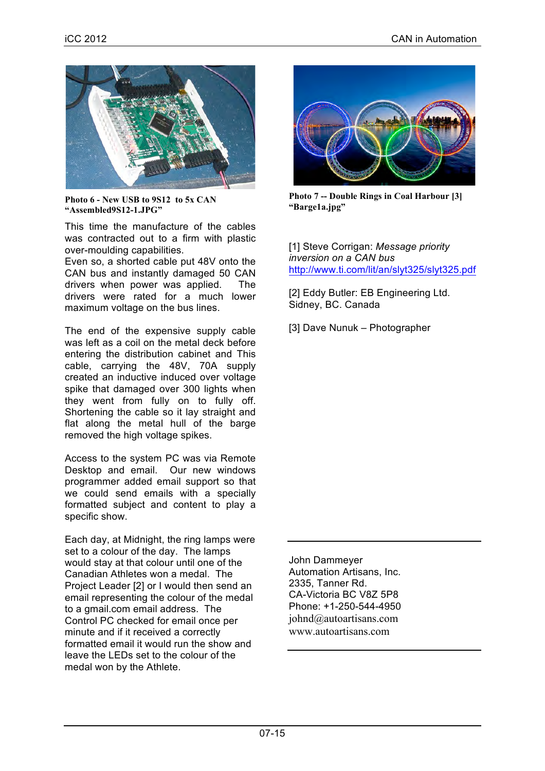**Photo 6 - New USB to 9S12 to 5x CAN "Assembled9S12-1.JPG"**

This time the manufacture of the cables was contracted out to a firm with plastic over-moulding capabilities.
Even so, a shorted cable put 48V onto the CAN bus and instantly damaged 50 CAN drivers when power was applied. The drivers were rated for a much lower maximum voltage on the bus lines.

The end of the expensive supply cable was left as a coil on the metal deck before entering the distribution cabinet and This cable, carrying the 48V, 70A supply created an inductive induced over voltage spike that damaged over 300 lights when they went from fully on to fully off. Shortening the cable so it lay straight and flat along the metal hull of the barge removed the high voltage spikes.

Access to the system PC was via Remote Desktop and email. Our new windows programmer added email support so that we could send emails with a specially formatted subject and content to play a specific show.

Each day, at Midnight, the ring lamps were set to a colour of the day. The lamps would stay at that colour until one of the Canadian Athletes won a medal. The Project Leader [2] or I would then send an email representing the colour of the medal to a gmail.com email address. The Control PC checked for email once per minute and if it received a correctly formatted email it would run the show and leave the LEDs set to the colour of the medal won by the Athlete.

**Photo 7 -- Double Rings in Coal Harbour [3] "Barge1a.jpg"**

[1] Steve Corrigan: *Message priority inversion on a CAN bus* http://www.ti.com/lit/an/slyt325/slyt325.pdf

[2] Eddy Butler: EB Engineering Ltd. Sidney, BC. Canada

[3] Dave Nunuk – Photographer

---

John Dammeyer
Automation Artisans, Inc.
2335, Tanner Rd.
CA-Victoria BC V8Z 5P8
Phone: +1-250-544-4950
johnd@autoartisans.com
www.autoartisans.com

---